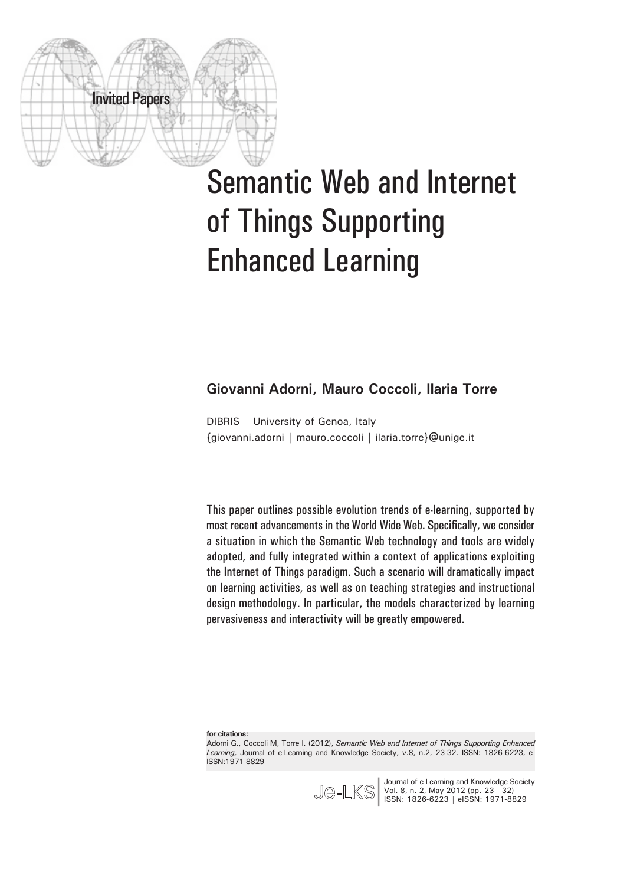Invited Papers

# Semantic Web and Internet of Things Supporting Enhanced Learning

**Giovanni Adorni, Mauro Coccoli, Ilaria Torre**

DIBRIS – University of Genoa, Italy
{giovanni.adorni | mauro.coccoli | ilaria.torre}@unige.it

This paper outlines possible evolution trends of e-learning, supported by most recent advancements in the World Wide Web. Specifically, we consider a situation in which the Semantic Web technology and tools are widely adopted, and fully integrated within a context of applications exploiting the Internet of Things paradigm. Such a scenario will dramatically impact on learning activities, as well as on teaching strategies and instructional design methodology. In particular, the models characterized by learning pervasiveness and interactivity will be greatly empowered.

**for citations:**
Adorni G., Coccoli M, Torre I. (2012), *Semantic Web and Internet of Things Supporting Enhanced Learning,* Journal of e-Learning and Knowledge Society, v.8, n.2, 23-32. ISSN: 1826-6223, e-ISSN:1971-8829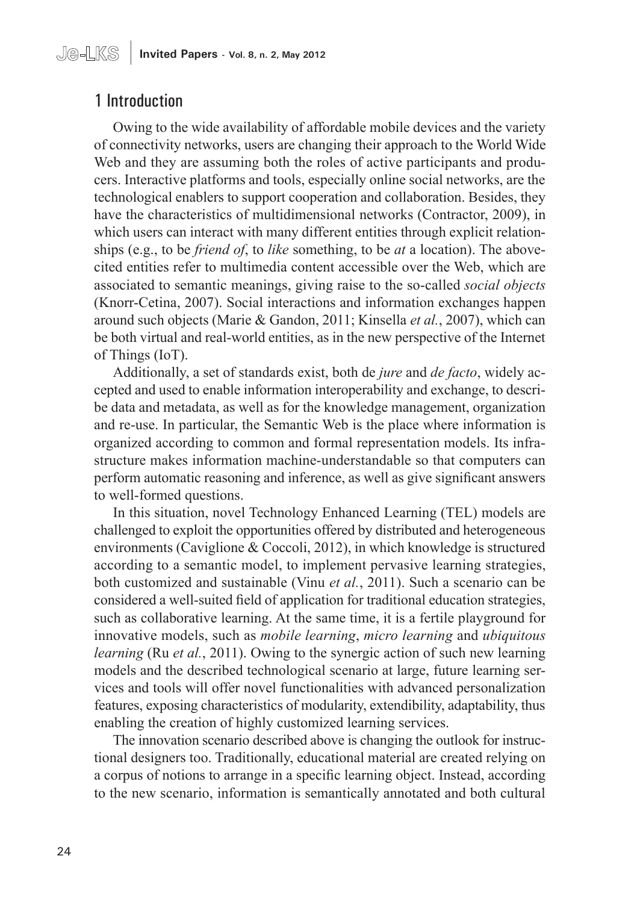## 1 Introduction

Owing to the wide availability of affordable mobile devices and the variety of connectivity networks, users are changing their approach to the World Wide Web and they are assuming both the roles of active participants and producers. Interactive platforms and tools, especially online social networks, are the technological enablers to support cooperation and collaboration. Besides, they have the characteristics of multidimensional networks (Contractor, 2009), in which users can interact with many different entities through explicit relationships (e.g., to be *friend of*, to *like* something, to be *at* a location). The above-cited entities refer to multimedia content accessible over the Web, which are associated to semantic meanings, giving raise to the so-called *social objects* (Knorr-Cetina, 2007). Social interactions and information exchanges happen around such objects (Marie & Gandon, 2011; Kinsella *et al.*, 2007), which can be both virtual and real-world entities, as in the new perspective of the Internet of Things (IoT).

Additionally, a set of standards exist, both de *jure* and *de facto*, widely accepted and used to enable information interoperability and exchange, to describe data and metadata, as well as for the knowledge management, organization and re-use. In particular, the Semantic Web is the place where information is organized according to common and formal representation models. Its infrastructure makes information machine-understandable so that computers can perform automatic reasoning and inference, as well as give significant answers to well-formed questions.

In this situation, novel Technology Enhanced Learning (TEL) models are challenged to exploit the opportunities offered by distributed and heterogeneous environments (Caviglione & Coccoli, 2012), in which knowledge is structured according to a semantic model, to implement pervasive learning strategies, both customized and sustainable (Vinu *et al.*, 2011). Such a scenario can be considered a well-suited field of application for traditional education strategies, such as collaborative learning. At the same time, it is a fertile playground for innovative models, such as *mobile learning*, *micro learning* and *ubiquitous learning* (Ru *et al.*, 2011). Owing to the synergic action of such new learning models and the described technological scenario at large, future learning services and tools will offer novel functionalities with advanced personalization features, exposing characteristics of modularity, extendibility, adaptability, thus enabling the creation of highly customized learning services.

The innovation scenario described above is changing the outlook for instructional designers too. Traditionally, educational material are created relying on a corpus of notions to arrange in a specific learning object. Instead, according to the new scenario, information is semantically annotated and both cultural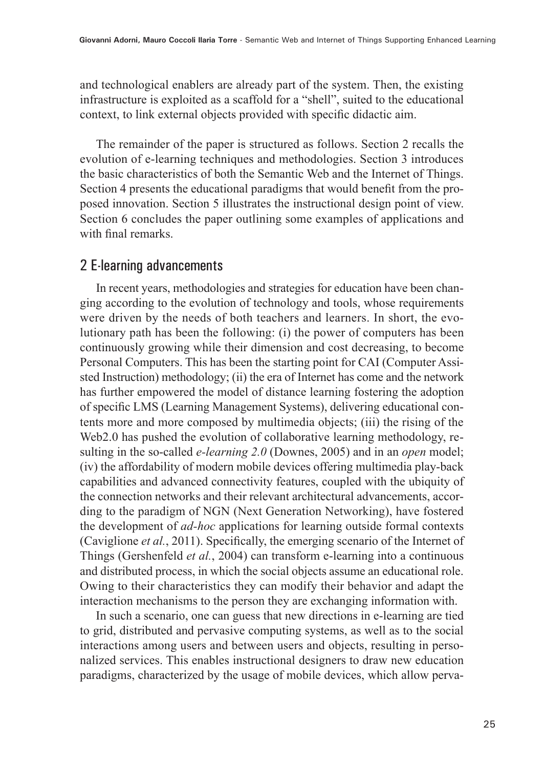and technological enablers are already part of the system. Then, the existing infrastructure is exploited as a scaffold for a "shell", suited to the educational context, to link external objects provided with specific didactic aim.

The remainder of the paper is structured as follows. Section 2 recalls the evolution of e-learning techniques and methodologies. Section 3 introduces the basic characteristics of both the Semantic Web and the Internet of Things. Section 4 presents the educational paradigms that would benefit from the proposed innovation. Section 5 illustrates the instructional design point of view. Section 6 concludes the paper outlining some examples of applications and with final remarks.

## 2 E-learning advancements

In recent years, methodologies and strategies for education have been changing according to the evolution of technology and tools, whose requirements were driven by the needs of both teachers and learners. In short, the evolutionary path has been the following: (i) the power of computers has been continuously growing while their dimension and cost decreasing, to become Personal Computers. This has been the starting point for CAI (Computer Assisted Instruction) methodology; (ii) the era of Internet has come and the network has further empowered the model of distance learning fostering the adoption of specific LMS (Learning Management Systems), delivering educational contents more and more composed by multimedia objects; (iii) the rising of the Web2.0 has pushed the evolution of collaborative learning methodology, resulting in the so-called *e-learning 2.0* (Downes, 2005) and in an *open* model; (iv) the affordability of modern mobile devices offering multimedia play-back capabilities and advanced connectivity features, coupled with the ubiquity of the connection networks and their relevant architectural advancements, according to the paradigm of NGN (Next Generation Networking), have fostered the development of *ad-hoc* applications for learning outside formal contexts (Caviglione *et al.*, 2011). Specifically, the emerging scenario of the Internet of Things (Gershenfeld *et al.*, 2004) can transform e-learning into a continuous and distributed process, in which the social objects assume an educational role. Owing to their characteristics they can modify their behavior and adapt the interaction mechanisms to the person they are exchanging information with.

In such a scenario, one can guess that new directions in e-learning are tied to grid, distributed and pervasive computing systems, as well as to the social interactions among users and between users and objects, resulting in personalized services. This enables instructional designers to draw new education paradigms, characterized by the usage of mobile devices, which allow perva-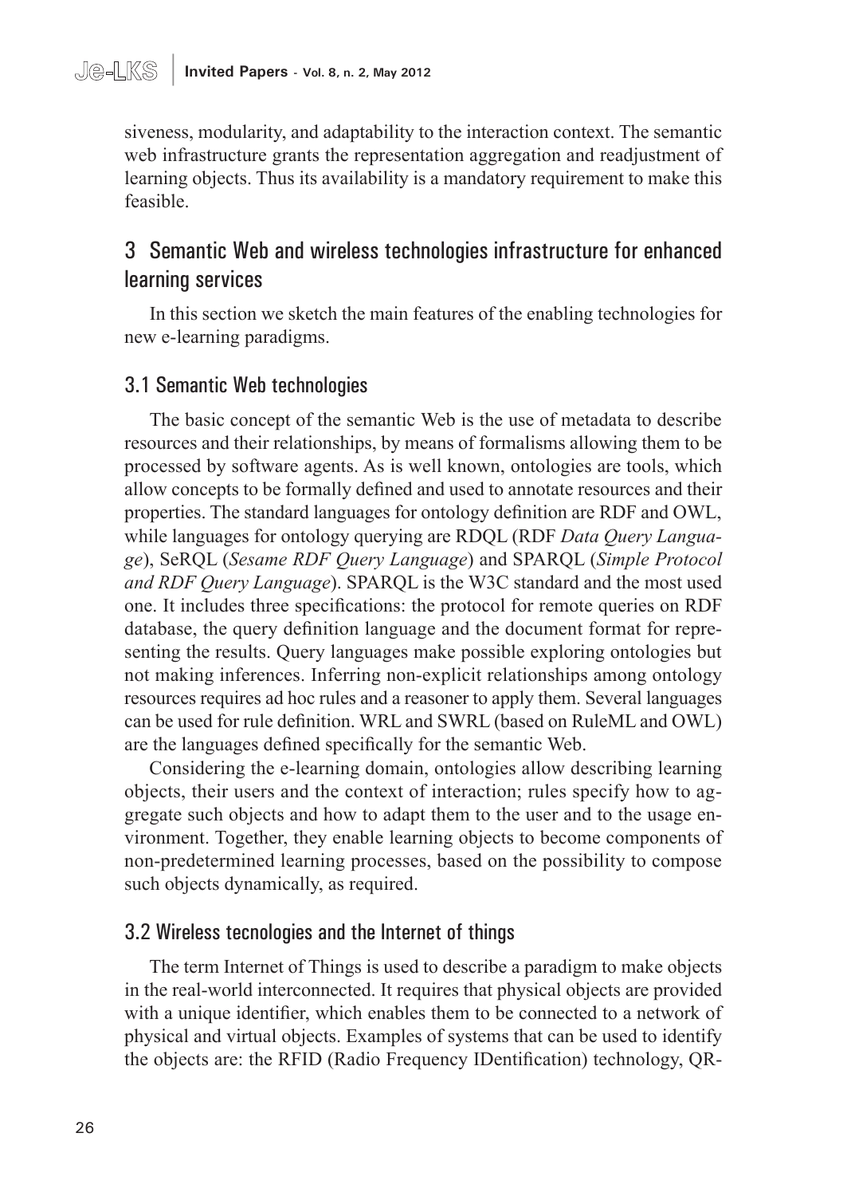siveness, modularity, and adaptability to the interaction context. The semantic web infrastructure grants the representation aggregation and readjustment of learning objects. Thus its availability is a mandatory requirement to make this feasible.

## 3 Semantic Web and wireless technologies infrastructure for enhanced learning services

In this section we sketch the main features of the enabling technologies for new e-learning paradigms.

### 3.1 Semantic Web technologies

The basic concept of the semantic Web is the use of metadata to describe resources and their relationships, by means of formalisms allowing them to be processed by software agents. As is well known, ontologies are tools, which allow concepts to be formally defined and used to annotate resources and their properties. The standard languages for ontology definition are RDF and OWL, while languages for ontology querying are RDQL (RDF *Data Query Language*), SeRQL (*Sesame RDF Query Language*) and SPARQL (*Simple Protocol and RDF Query Language*). SPARQL is the W3C standard and the most used one. It includes three specifications: the protocol for remote queries on RDF database, the query definition language and the document format for representing the results. Query languages make possible exploring ontologies but not making inferences. Inferring non-explicit relationships among ontology resources requires ad hoc rules and a reasoner to apply them. Several languages can be used for rule definition. WRL and SWRL (based on RuleML and OWL) are the languages defined specifically for the semantic Web.

Considering the e-learning domain, ontologies allow describing learning objects, their users and the context of interaction; rules specify how to aggregate such objects and how to adapt them to the user and to the usage environment. Together, they enable learning objects to become components of non-predetermined learning processes, based on the possibility to compose such objects dynamically, as required.

### 3.2 Wireless tecnologies and the Internet of things

The term Internet of Things is used to describe a paradigm to make objects in the real-world interconnected. It requires that physical objects are provided with a unique identifier, which enables them to be connected to a network of physical and virtual objects. Examples of systems that can be used to identify the objects are: the RFID (Radio Frequency IDentification) technology, QR-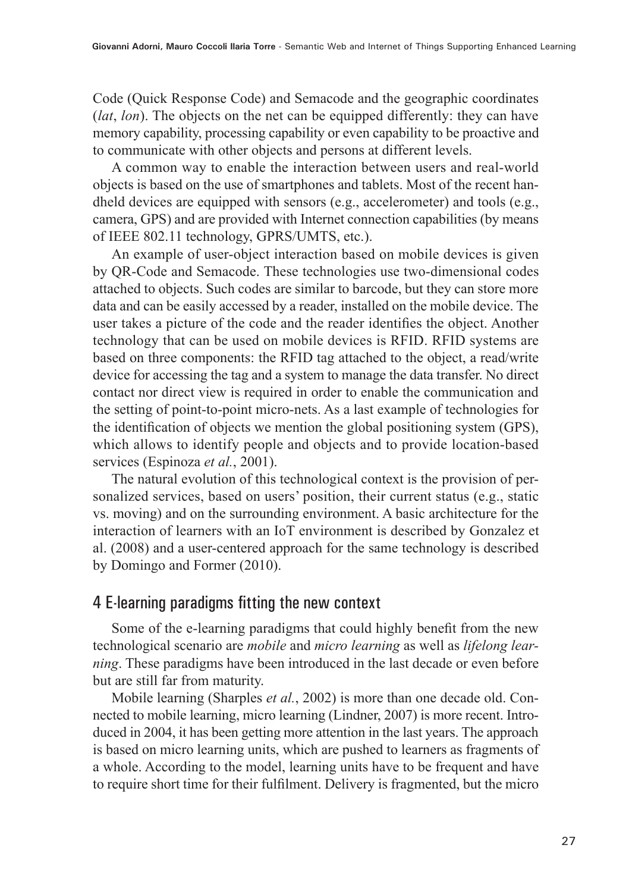Code (Quick Response Code) and Semacode and the geographic coordinates (*lat*, *lon*). The objects on the net can be equipped differently: they can have memory capability, processing capability or even capability to be proactive and to communicate with other objects and persons at different levels.

A common way to enable the interaction between users and real-world objects is based on the use of smartphones and tablets. Most of the recent handheld devices are equipped with sensors (e.g., accelerometer) and tools (e.g., camera, GPS) and are provided with Internet connection capabilities (by means of IEEE 802.11 technology, GPRS/UMTS, etc.).

An example of user-object interaction based on mobile devices is given by QR-Code and Semacode. These technologies use two-dimensional codes attached to objects. Such codes are similar to barcode, but they can store more data and can be easily accessed by a reader, installed on the mobile device. The user takes a picture of the code and the reader identifies the object. Another technology that can be used on mobile devices is RFID. RFID systems are based on three components: the RFID tag attached to the object, a read/write device for accessing the tag and a system to manage the data transfer. No direct contact nor direct view is required in order to enable the communication and the setting of point-to-point micro-nets. As a last example of technologies for the identification of objects we mention the global positioning system (GPS), which allows to identify people and objects and to provide location-based services (Espinoza *et al.*, 2001).

The natural evolution of this technological context is the provision of personalized services, based on users' position, their current status (e.g., static vs. moving) and on the surrounding environment. A basic architecture for the interaction of learners with an IoT environment is described by Gonzalez et al. (2008) and a user-centered approach for the same technology is described by Domingo and Former (2010).

## 4 E-learning paradigms fitting the new context

Some of the e-learning paradigms that could highly benefit from the new technological scenario are *mobile* and *micro learning* as well as *lifelong learning*. These paradigms have been introduced in the last decade or even before but are still far from maturity.

Mobile learning (Sharples *et al.*, 2002) is more than one decade old. Connected to mobile learning, micro learning (Lindner, 2007) is more recent. Introduced in 2004, it has been getting more attention in the last years. The approach is based on micro learning units, which are pushed to learners as fragments of a whole. According to the model, learning units have to be frequent and have to require short time for their fulfilment. Delivery is fragmented, but the micro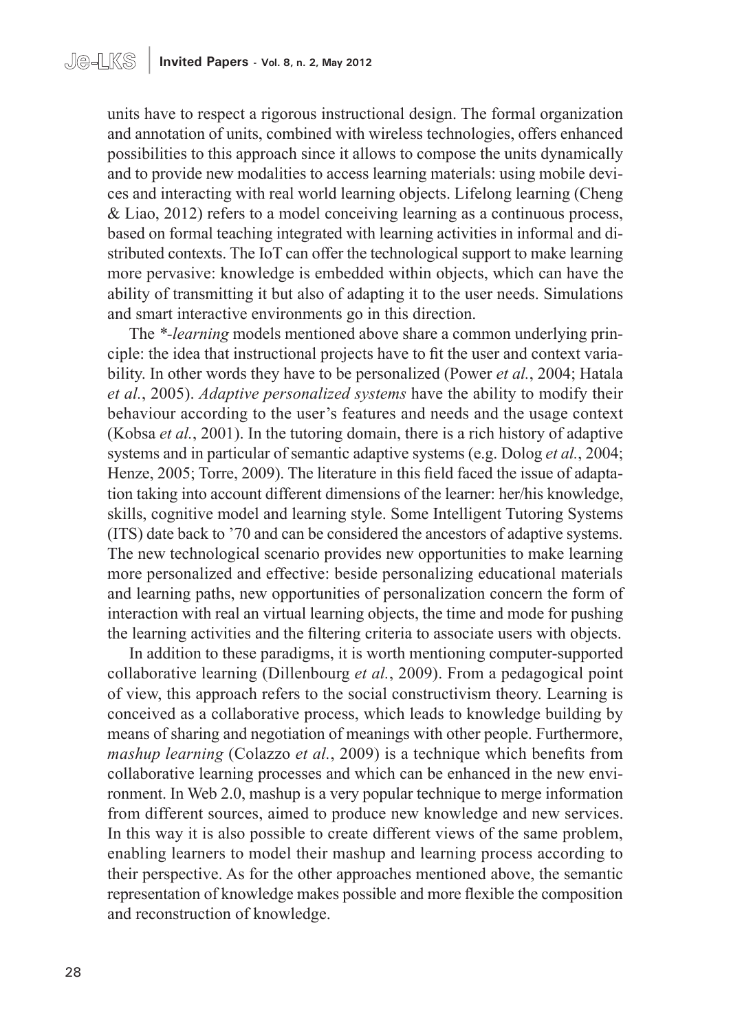units have to respect a rigorous instructional design. The formal organization and annotation of units, combined with wireless technologies, offers enhanced possibilities to this approach since it allows to compose the units dynamically and to provide new modalities to access learning materials: using mobile devices and interacting with real world learning objects. Lifelong learning (Cheng & Liao, 2012) refers to a model conceiving learning as a continuous process, based on formal teaching integrated with learning activities in informal and distributed contexts. The IoT can offer the technological support to make learning more pervasive: knowledge is embedded within objects, which can have the ability of transmitting it but also of adapting it to the user needs. Simulations and smart interactive environments go in this direction.

The *\*-learning* models mentioned above share a common underlying principle: the idea that instructional projects have to fit the user and context variability. In other words they have to be personalized (Power *et al.*, 2004; Hatala *et al.*, 2005). *Adaptive personalized systems* have the ability to modify their behaviour according to the user's features and needs and the usage context (Kobsa *et al.*, 2001). In the tutoring domain, there is a rich history of adaptive systems and in particular of semantic adaptive systems (e.g. Dolog *et al.*, 2004; Henze, 2005; Torre, 2009). The literature in this field faced the issue of adaptation taking into account different dimensions of the learner: her/his knowledge, skills, cognitive model and learning style. Some Intelligent Tutoring Systems (ITS) date back to '70 and can be considered the ancestors of adaptive systems. The new technological scenario provides new opportunities to make learning more personalized and effective: beside personalizing educational materials and learning paths, new opportunities of personalization concern the form of interaction with real an virtual learning objects, the time and mode for pushing the learning activities and the filtering criteria to associate users with objects.

In addition to these paradigms, it is worth mentioning computer-supported collaborative learning (Dillenbourg *et al.*, 2009). From a pedagogical point of view, this approach refers to the social constructivism theory. Learning is conceived as a collaborative process, which leads to knowledge building by means of sharing and negotiation of meanings with other people. Furthermore, *mashup learning* (Colazzo *et al.*, 2009) is a technique which benefits from collaborative learning processes and which can be enhanced in the new environment. In Web 2.0, mashup is a very popular technique to merge information from different sources, aimed to produce new knowledge and new services. In this way it is also possible to create different views of the same problem, enabling learners to model their mashup and learning process according to their perspective. As for the other approaches mentioned above, the semantic representation of knowledge makes possible and more flexible the composition and reconstruction of knowledge.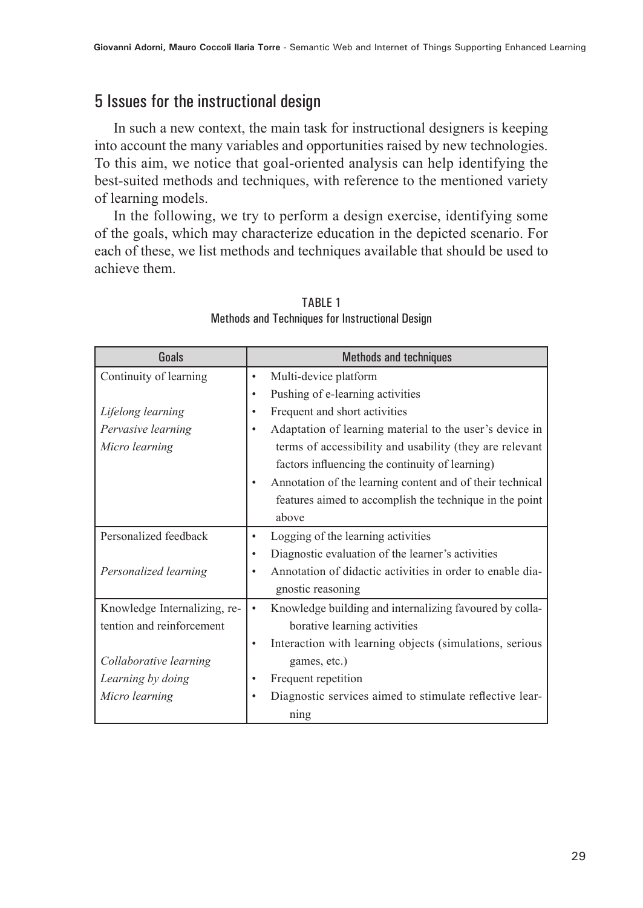## 5 Issues for the instructional design

In such a new context, the main task for instructional designers is keeping into account the many variables and opportunities raised by new technologies. To this aim, we notice that goal-oriented analysis can help identifying the best-suited methods and techniques, with reference to the mentioned variety of learning models.

In the following, we try to perform a design exercise, identifying some of the goals, which may characterize education in the depicted scenario. For each of these, we list methods and techniques available that should be used to achieve them.

TABLE 1
Methods and Techniques for Instructional Design

| Goals | Methods and techniques |
|---|---|
| Continuity of learning<br><br>*Lifelong learning*<br>*Pervasive learning*<br>*Micro learning* | • Multi-device platform<br>• Pushing of e-learning activities<br>• Frequent and short activities<br>• Adaptation of learning material to the user's device in terms of accessibility and usability (they are relevant factors influencing the continuity of learning)<br>• Annotation of the learning content and of their technical features aimed to accomplish the technique in the point above |
| Personalized feedback<br><br>*Personalized learning* | • Logging of the learning activities<br>• Diagnostic evaluation of the learner's activities<br>• Annotation of didactic activities in order to enable diagnostic reasoning |
| Knowledge Internalizing, retention and reinforcement<br><br>*Collaborative learning*<br>*Learning by doing*<br>*Micro learning* | • Knowledge building and internalizing favoured by collaborative learning activities<br>• Interaction with learning objects (simulations, serious games, etc.)<br>• Frequent repetition<br>• Diagnostic services aimed to stimulate reflective learning |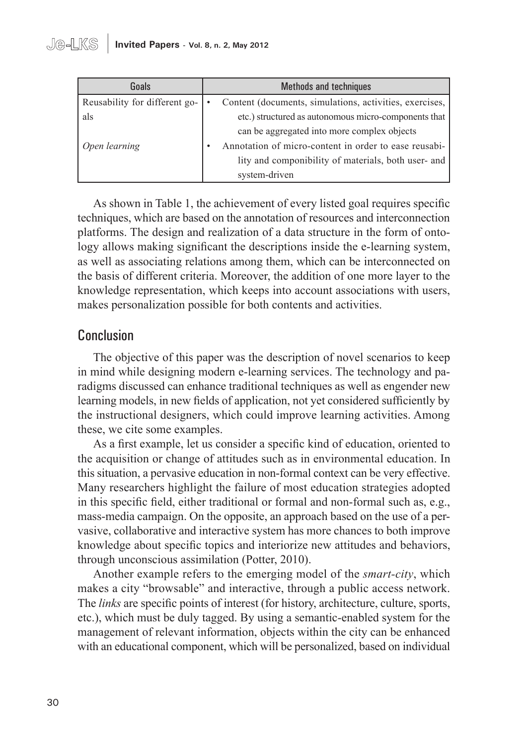| Goals | Methods and techniques |
|---|---|
| Reusability for different goals<br><br>*Open learning* | • Content (documents, simulations, activities, exercises, etc.) structured as autonomous micro-components that can be aggregated into more complex objects<br>• Annotation of micro-content in order to ease reusability and componibility of materials, both user- and system-driven |

As shown in Table 1, the achievement of every listed goal requires specific techniques, which are based on the annotation of resources and interconnection platforms. The design and realization of a data structure in the form of ontology allows making significant the descriptions inside the e-learning system, as well as associating relations among them, which can be interconnected on the basis of different criteria. Moreover, the addition of one more layer to the knowledge representation, which keeps into account associations with users, makes personalization possible for both contents and activities.

## Conclusion

The objective of this paper was the description of novel scenarios to keep in mind while designing modern e-learning services. The technology and paradigms discussed can enhance traditional techniques as well as engender new learning models, in new fields of application, not yet considered sufficiently by the instructional designers, which could improve learning activities. Among these, we cite some examples.

As a first example, let us consider a specific kind of education, oriented to the acquisition or change of attitudes such as in environmental education. In this situation, a pervasive education in non-formal context can be very effective. Many researchers highlight the failure of most education strategies adopted in this specific field, either traditional or formal and non-formal such as, e.g., mass-media campaign. On the opposite, an approach based on the use of a pervasive, collaborative and interactive system has more chances to both improve knowledge about specific topics and interiorize new attitudes and behaviors, through unconscious assimilation (Potter, 2010).

Another example refers to the emerging model of the *smart-city*, which makes a city "browsable" and interactive, through a public access network. The *links* are specific points of interest (for history, architecture, culture, sports, etc.), which must be duly tagged. By using a semantic-enabled system for the management of relevant information, objects within the city can be enhanced with an educational component, which will be personalized, based on individual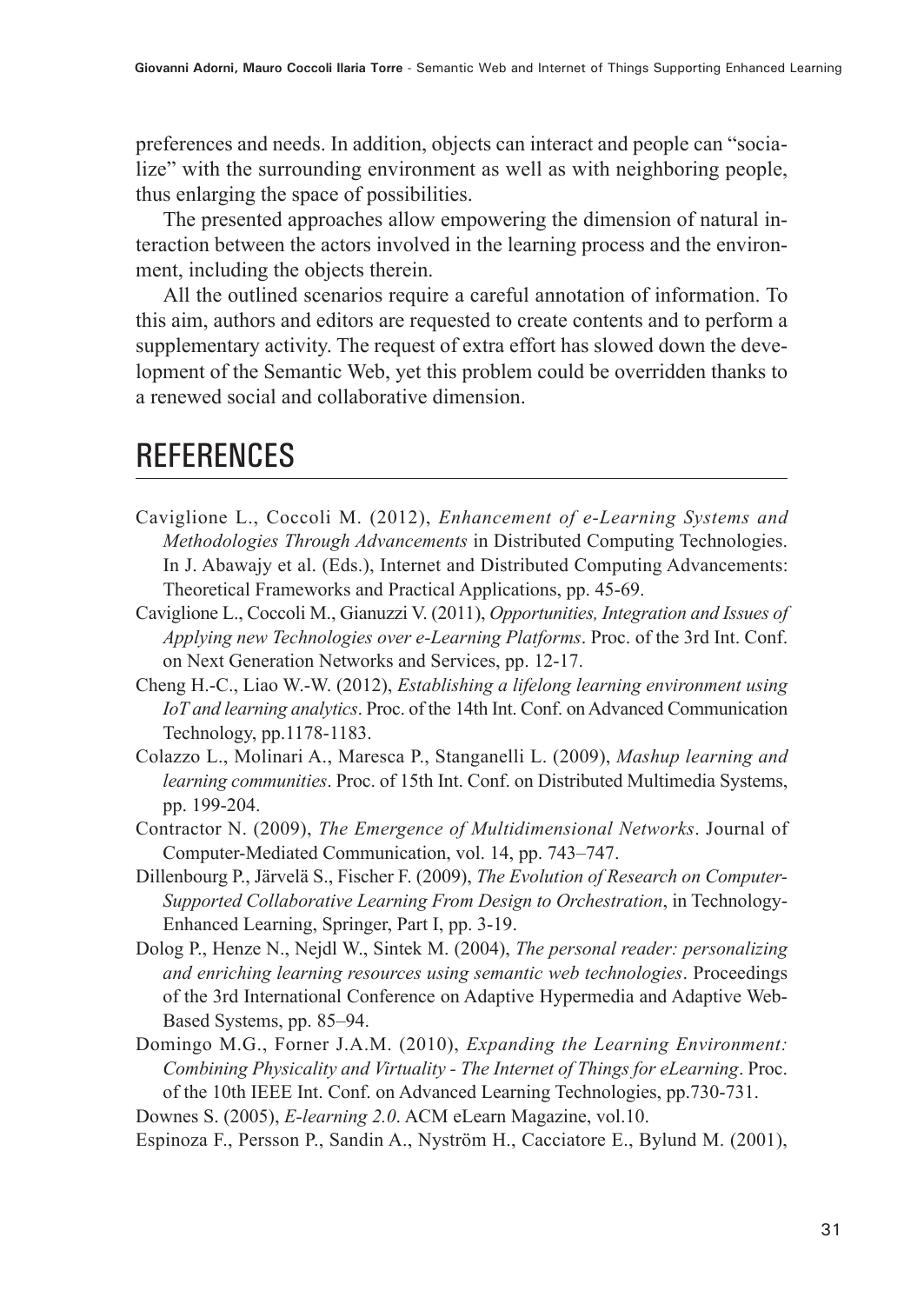preferences and needs. In addition, objects can interact and people can "socialize" with the surrounding environment as well as with neighboring people, thus enlarging the space of possibilities.

The presented approaches allow empowering the dimension of natural interaction between the actors involved in the learning process and the environment, including the objects therein.

All the outlined scenarios require a careful annotation of information. To this aim, authors and editors are requested to create contents and to perform a supplementary activity. The request of extra effort has slowed down the development of the Semantic Web, yet this problem could be overridden thanks to a renewed social and collaborative dimension.

## REFERENCES

Caviglione L., Coccoli M. (2012), *Enhancement of e-Learning Systems and Methodologies Through Advancements* in Distributed Computing Technologies. In J. Abawajy et al. (Eds.), Internet and Distributed Computing Advancements: Theoretical Frameworks and Practical Applications, pp. 45-69.

Caviglione L., Coccoli M., Gianuzzi V. (2011), *Opportunities, Integration and Issues of Applying new Technologies over e-Learning Platforms*. Proc. of the 3rd Int. Conf. on Next Generation Networks and Services, pp. 12-17.

Cheng H.-C., Liao W.-W. (2012), *Establishing a lifelong learning environment using IoT and learning analytics*. Proc. of the 14th Int. Conf. on Advanced Communication Technology, pp.1178-1183.

Colazzo L., Molinari A., Maresca P., Stanganelli L. (2009), *Mashup learning and learning communities*. Proc. of 15th Int. Conf. on Distributed Multimedia Systems, pp. 199-204.

Contractor N. (2009), *The Emergence of Multidimensional Networks*. Journal of Computer-Mediated Communication, vol. 14, pp. 743–747.

Dillenbourg P., Järvelä S., Fischer F. (2009), *The Evolution of Research on Computer-Supported Collaborative Learning From Design to Orchestration*, in Technology-Enhanced Learning, Springer, Part I, pp. 3-19.

Dolog P., Henze N., Nejdl W., Sintek M. (2004), *The personal reader: personalizing and enriching learning resources using semantic web technologies*. Proceedings of the 3rd International Conference on Adaptive Hypermedia and Adaptive Web-Based Systems, pp. 85–94.

Domingo M.G., Forner J.A.M. (2010), *Expanding the Learning Environment: Combining Physicality and Virtuality - The Internet of Things for eLearning*. Proc. of the 10th IEEE Int. Conf. on Advanced Learning Technologies, pp.730-731.

Downes S. (2005), *E-learning 2.0*. ACM eLearn Magazine, vol.10.

Espinoza F., Persson P., Sandin A., Nyström H., Cacciatore E., Bylund M. (2001),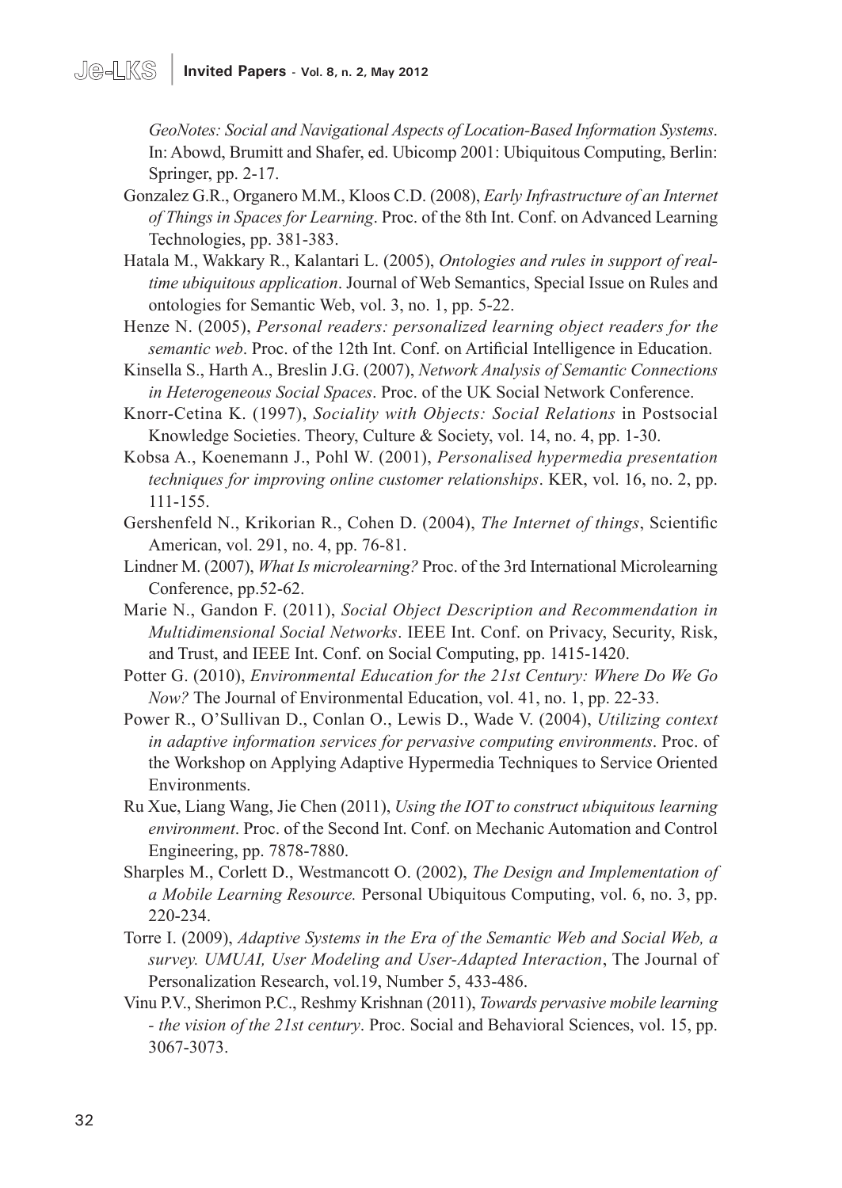*GeoNotes: Social and Navigational Aspects of Location-Based Information Systems*. In: Abowd, Brumitt and Shafer, ed. Ubicomp 2001: Ubiquitous Computing, Berlin: Springer, pp. 2-17.

Gonzalez G.R., Organero M.M., Kloos C.D. (2008), *Early Infrastructure of an Internet of Things in Spaces for Learning*. Proc. of the 8th Int. Conf. on Advanced Learning Technologies, pp. 381-383.

Hatala M., Wakkary R., Kalantari L. (2005), *Ontologies and rules in support of real-time ubiquitous application*. Journal of Web Semantics, Special Issue on Rules and ontologies for Semantic Web, vol. 3, no. 1, pp. 5-22.

Henze N. (2005), *Personal readers: personalized learning object readers for the semantic web*. Proc. of the 12th Int. Conf. on Artificial Intelligence in Education.

Kinsella S., Harth A., Breslin J.G. (2007), *Network Analysis of Semantic Connections in Heterogeneous Social Spaces*. Proc. of the UK Social Network Conference.

Knorr-Cetina K. (1997), *Sociality with Objects: Social Relations* in Postsocial Knowledge Societies. Theory, Culture & Society, vol. 14, no. 4, pp. 1-30.

Kobsa A., Koenemann J., Pohl W. (2001), *Personalised hypermedia presentation techniques for improving online customer relationships*. KER, vol. 16, no. 2, pp. 111-155.

Gershenfeld N., Krikorian R., Cohen D. (2004), *The Internet of things*, Scientific American, vol. 291, no. 4, pp. 76-81.

Lindner M. (2007), *What Is microlearning?* Proc. of the 3rd International Microlearning Conference, pp.52-62.

Marie N., Gandon F. (2011), *Social Object Description and Recommendation in Multidimensional Social Networks*. IEEE Int. Conf. on Privacy, Security, Risk, and Trust, and IEEE Int. Conf. on Social Computing, pp. 1415-1420.

Potter G. (2010), *Environmental Education for the 21st Century: Where Do We Go Now?* The Journal of Environmental Education, vol. 41, no. 1, pp. 22-33.

Power R., O'Sullivan D., Conlan O., Lewis D., Wade V. (2004), *Utilizing context in adaptive information services for pervasive computing environments*. Proc. of the Workshop on Applying Adaptive Hypermedia Techniques to Service Oriented Environments.

Ru Xue, Liang Wang, Jie Chen (2011), *Using the IOT to construct ubiquitous learning environment*. Proc. of the Second Int. Conf. on Mechanic Automation and Control Engineering, pp. 7878-7880.

Sharples M., Corlett D., Westmancott O. (2002), *The Design and Implementation of a Mobile Learning Resource.* Personal Ubiquitous Computing, vol. 6, no. 3, pp. 220-234.

Torre I. (2009), *Adaptive Systems in the Era of the Semantic Web and Social Web, a survey. UMUAI, User Modeling and User-Adapted Interaction*, The Journal of Personalization Research, vol.19, Number 5, 433-486.

Vinu P.V., Sherimon P.C., Reshmy Krishnan (2011), *Towards pervasive mobile learning - the vision of the 21st century*. Proc. Social and Behavioral Sciences, vol. 15, pp. 3067-3073.